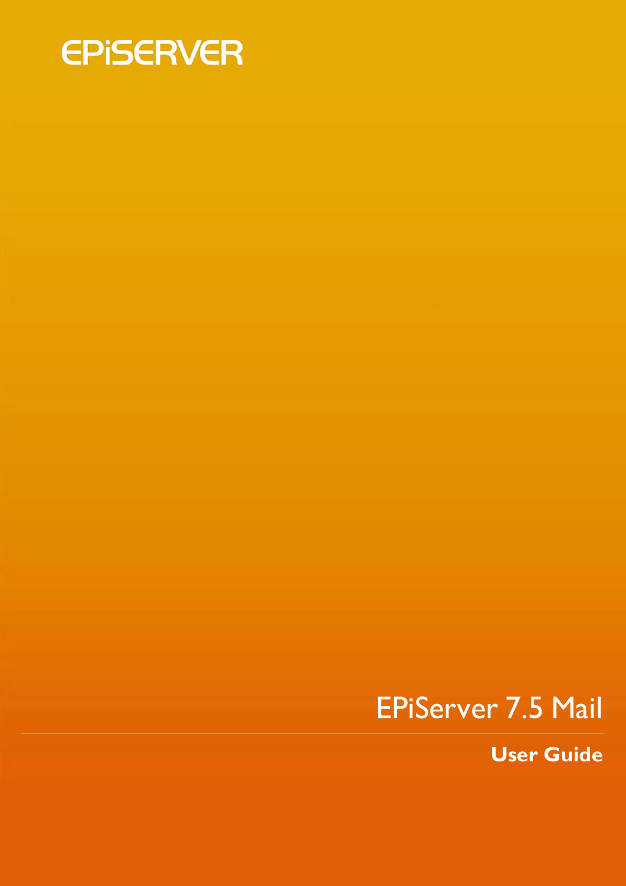EPiSERVER

# EPiServer 7.5 Mail

**User Guide**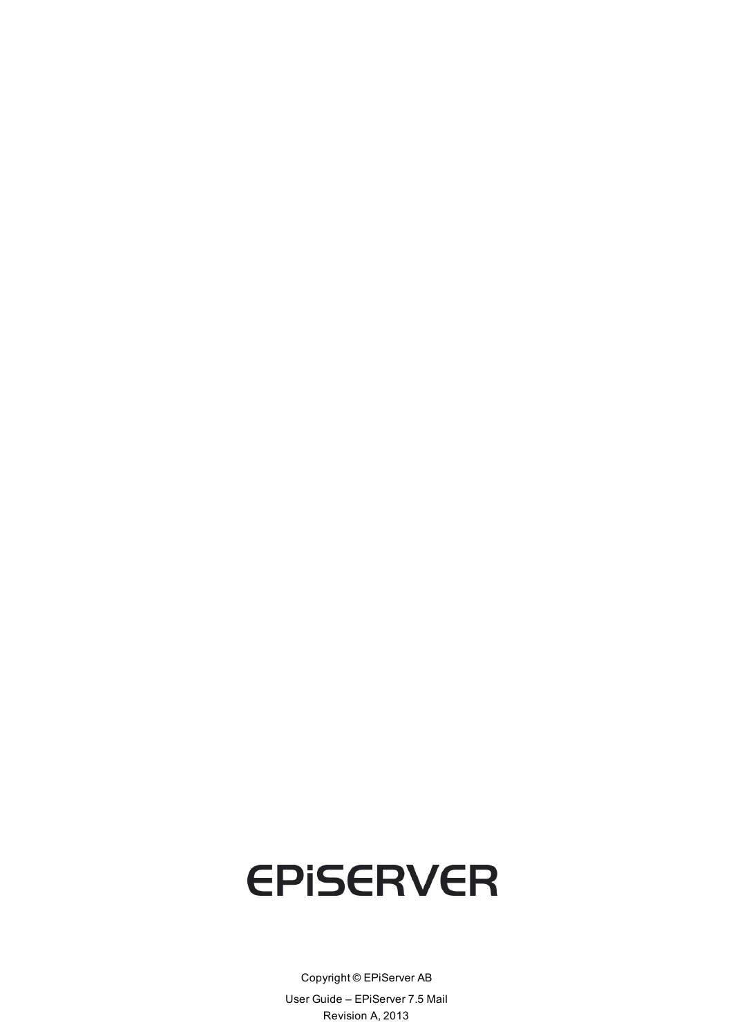EPiSERVER

Copyright © EPiServer AB

User Guide – EPiServer 7.5 Mail

Revision A, 2013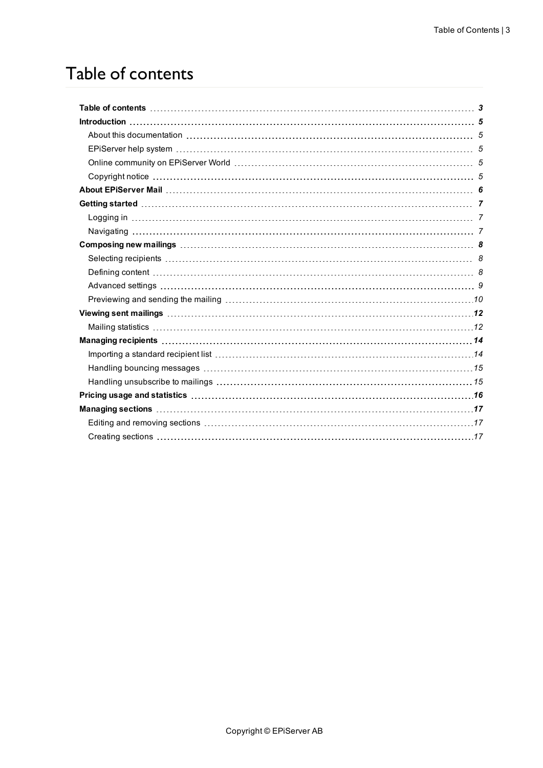# Table of contents

**Table of contents** *3*

**Introduction** *5*

- About this documentation *5*
- EPiServer help system *5*
- Online community on EPiServer World *5*
- Copyright notice *5*

**About EPiServer Mail** *6*

**Getting started** *7*

- Logging in *7*
- Navigating *7*

**Composing new mailings** *8*

- Selecting recipients *8*
- Defining content *8*
- Advanced settings *9*
- Previewing and sending the mailing *10*

**Viewing sent mailings** *12*

- Mailing statistics *12*

**Managing recipients** *14*

- Importing a standard recipient list *14*
- Handling bouncing messages *15*
- Handling unsubscribe to mailings *15*

**Pricing usage and statistics** *16*

**Managing sections** *17*

- Editing and removing sections *17*
- Creating sections *17*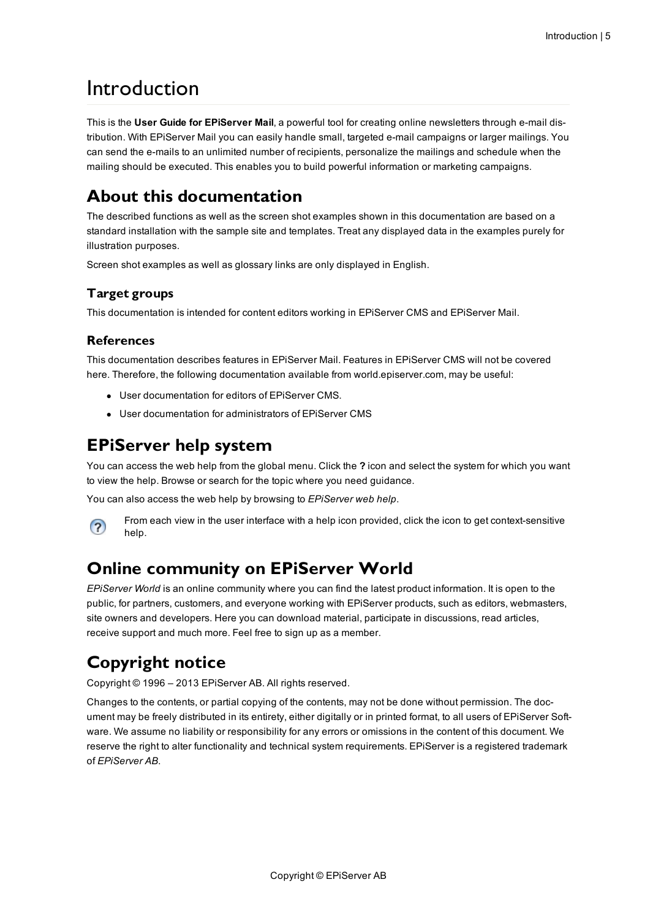# Introduction

This is the **User Guide for EPiServer Mail**, a powerful tool for creating online newsletters through e-mail distribution. With EPiServer Mail you can easily handle small, targeted e-mail campaigns or larger mailings. You can send the e-mails to an unlimited number of recipients, personalize the mailings and schedule when the mailing should be executed. This enables you to build powerful information or marketing campaigns.

## About this documentation

The described functions as well as the screen shot examples shown in this documentation are based on a standard installation with the sample site and templates. Treat any displayed data in the examples purely for illustration purposes.

Screen shot examples as well as glossary links are only displayed in English.

### Target groups

This documentation is intended for content editors working in EPiServer CMS and EPiServer Mail.

### References

This documentation describes features in EPiServer Mail. Features in EPiServer CMS will not be covered here. Therefore, the following documentation available from world.episerver.com, may be useful:

- User documentation for editors of EPiServer CMS.
- User documentation for administrators of EPiServer CMS

## EPiServer help system

You can access the web help from the global menu. Click the **?** icon and select the system for which you want to view the help. Browse or search for the topic where you need guidance.

You can also access the web help by browsing to *EPiServer web help*.

From each view in the user interface with a help icon provided, click the icon to get context-sensitive help.

## Online community on EPiServer World

*EPiServer World* is an online community where you can find the latest product information. It is open to the public, for partners, customers, and everyone working with EPiServer products, such as editors, webmasters, site owners and developers. Here you can download material, participate in discussions, read articles, receive support and much more. Feel free to sign up as a member.

## Copyright notice

Copyright © 1996 – 2013 EPiServer AB. All rights reserved.

Changes to the contents, or partial copying of the contents, may not be done without permission. The document may be freely distributed in its entirety, either digitally or in printed format, to all users of EPiServer Software. We assume no liability or responsibility for any errors or omissions in the content of this document. We reserve the right to alter functionality and technical system requirements. EPiServer is a registered trademark of *EPiServer AB*.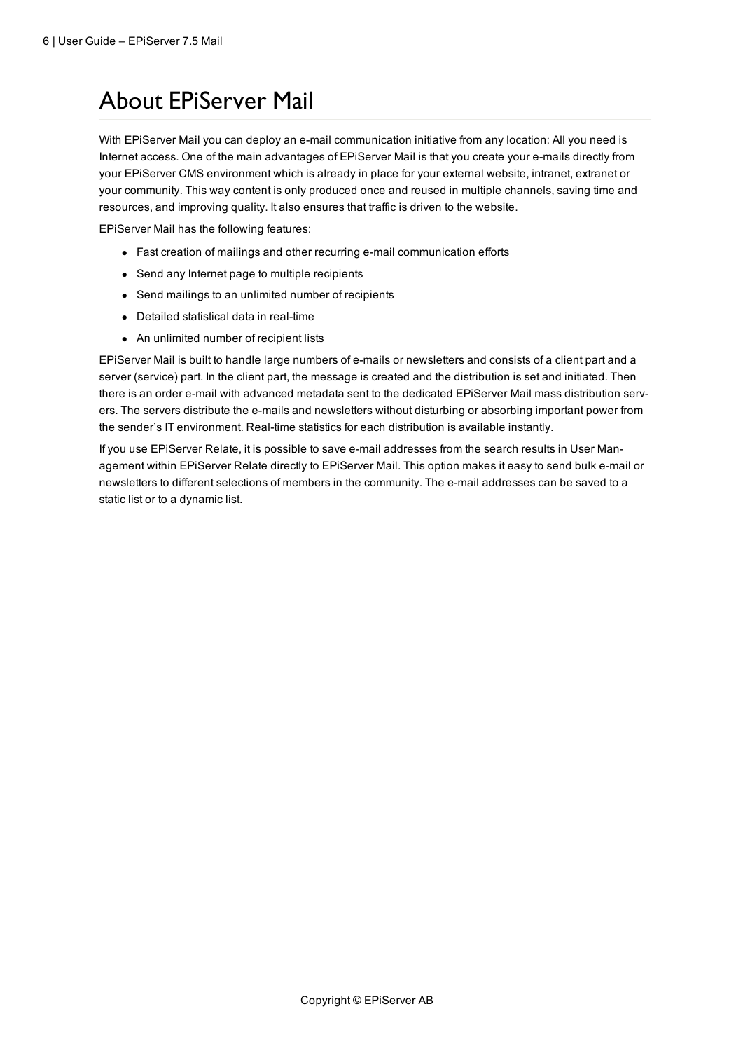# About EPiServer Mail

With EPiServer Mail you can deploy an e-mail communication initiative from any location: All you need is Internet access. One of the main advantages of EPiServer Mail is that you create your e-mails directly from your EPiServer CMS environment which is already in place for your external website, intranet, extranet or your community. This way content is only produced once and reused in multiple channels, saving time and resources, and improving quality. It also ensures that traffic is driven to the website.

EPiServer Mail has the following features:

- Fast creation of mailings and other recurring e-mail communication efforts
- Send any Internet page to multiple recipients
- Send mailings to an unlimited number of recipients
- Detailed statistical data in real-time
- An unlimited number of recipient lists

EPiServer Mail is built to handle large numbers of e-mails or newsletters and consists of a client part and a server (service) part. In the client part, the message is created and the distribution is set and initiated. Then there is an order e-mail with advanced metadata sent to the dedicated EPiServer Mail mass distribution servers. The servers distribute the e-mails and newsletters without disturbing or absorbing important power from the sender's IT environment. Real-time statistics for each distribution is available instantly.

If you use EPiServer Relate, it is possible to save e-mail addresses from the search results in User Management within EPiServer Relate directly to EPiServer Mail. This option makes it easy to send bulk e-mail or newsletters to different selections of members in the community. The e-mail addresses can be saved to a static list or to a dynamic list.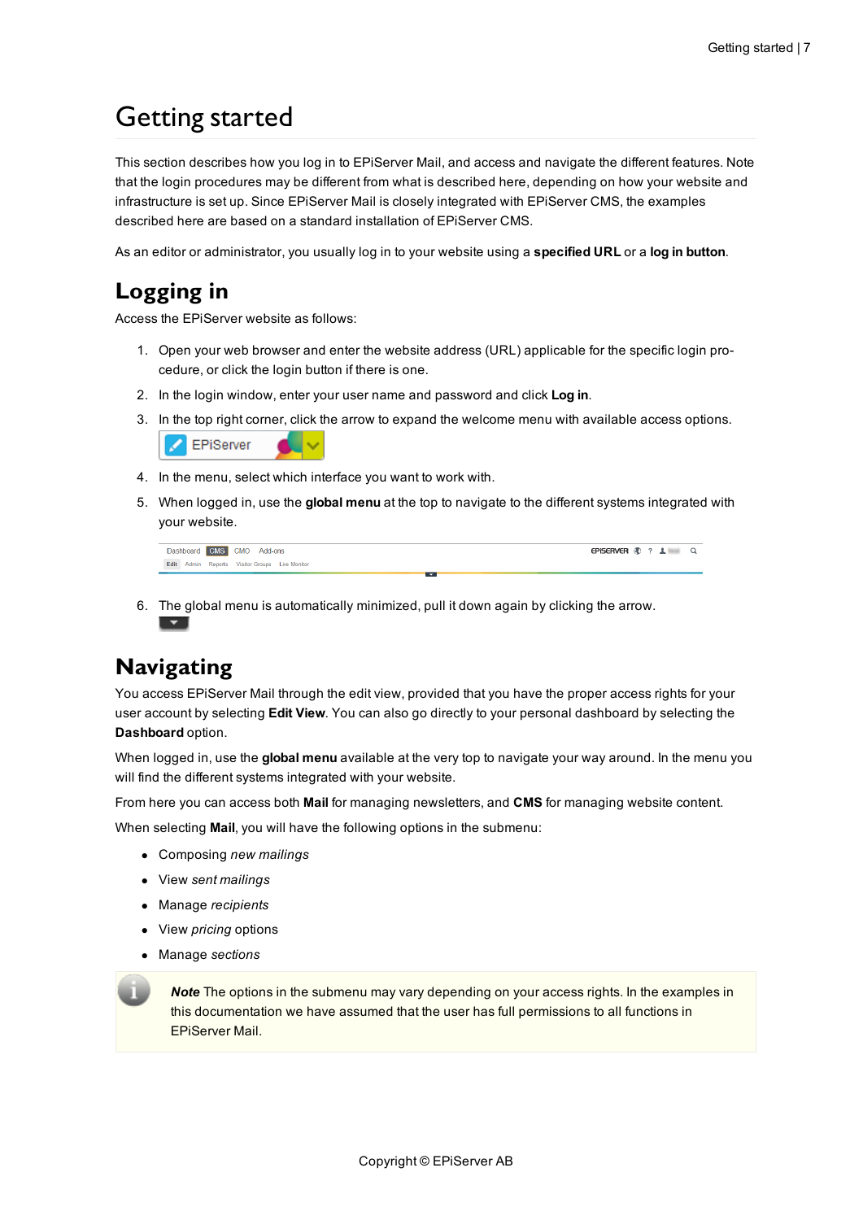# Getting started

This section describes how you log in to EPiServer Mail, and access and navigate the different features. Note that the login procedures may be different from what is described here, depending on how your website and infrastructure is set up. Since EPiServer Mail is closely integrated with EPiServer CMS, the examples described here are based on a standard installation of EPiServer CMS.

As an editor or administrator, you usually log in to your website using a **specified URL** or a **log in button**.

## Logging in

Access the EPiServer website as follows:

1. Open your web browser and enter the website address (URL) applicable for the specific login procedure, or click the login button if there is one.
2. In the login window, enter your user name and password and click **Log in**.
3. In the top right corner, click the arrow to expand the welcome menu with available access options.
4. In the menu, select which interface you want to work with.
5. When logged in, use the **global menu** at the top to navigate to the different systems integrated with your website.
6. The global menu is automatically minimized, pull it down again by clicking the arrow.

## Navigating

You access EPiServer Mail through the edit view, provided that you have the proper access rights for your user account by selecting **Edit View**. You can also go directly to your personal dashboard by selecting the **Dashboard** option.

When logged in, use the **global menu** available at the very top to navigate your way around. In the menu you will find the different systems integrated with your website.

From here you can access both **Mail** for managing newsletters, and **CMS** for managing website content.

When selecting **Mail**, you will have the following options in the submenu:

- Composing *new mailings*
- View *sent mailings*
- Manage *recipients*
- View *pricing* options
- Manage *sections*

***Note*** The options in the submenu may vary depending on your access rights. In the examples in this documentation we have assumed that the user has full permissions to all functions in EPiServer Mail.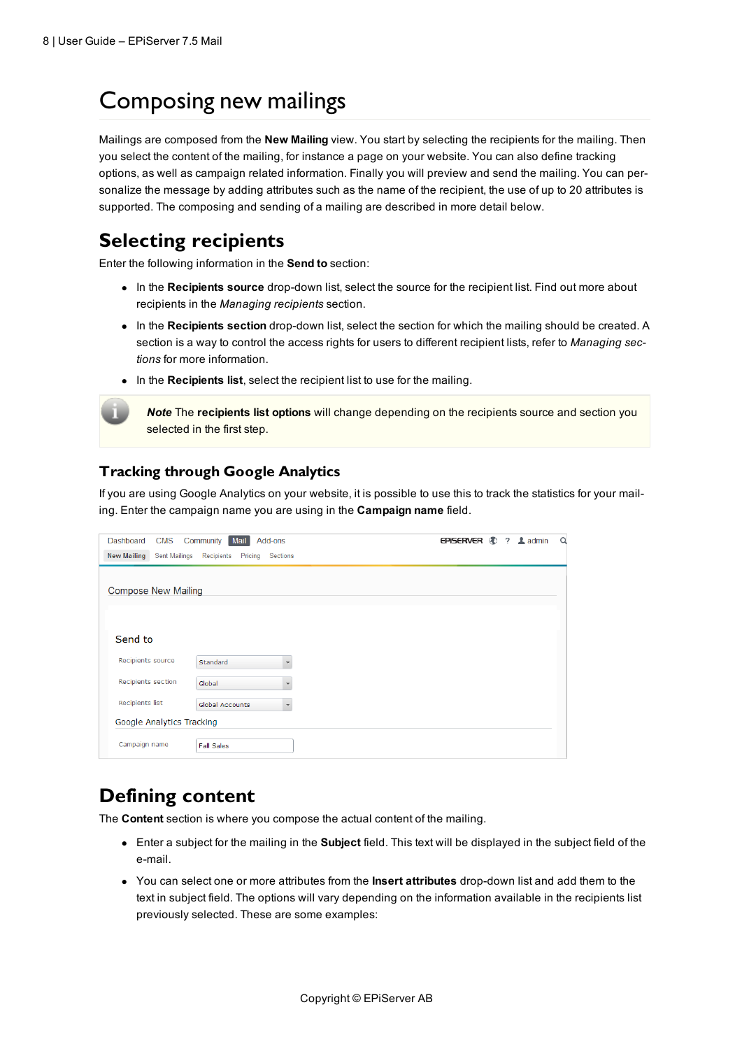# Composing new mailings

Mailings are composed from the **New Mailing** view. You start by selecting the recipients for the mailing. Then you select the content of the mailing, for instance a page on your website. You can also define tracking options, as well as campaign related information. Finally you will preview and send the mailing. You can personalize the message by adding attributes such as the name of the recipient, the use of up to 20 attributes is supported. The composing and sending of a mailing are described in more detail below.

## Selecting recipients

Enter the following information in the **Send to** section:

- In the **Recipients source** drop-down list, select the source for the recipient list. Find out more about recipients in the *Managing recipients* section.
- In the **Recipients section** drop-down list, select the section for which the mailing should be created. A section is a way to control the access rights for users to different recipient lists, refer to *Managing sections* for more information.
- In the **Recipients list**, select the recipient list to use for the mailing.

***Note*** The **recipients list options** will change depending on the recipients source and section you selected in the first step.

### Tracking through Google Analytics

If you are using Google Analytics on your website, it is possible to use this to track the statistics for your mailing. Enter the campaign name you are using in the **Campaign name** field.

## Defining content

The **Content** section is where you compose the actual content of the mailing.

- Enter a subject for the mailing in the **Subject** field. This text will be displayed in the subject field of the e-mail.
- You can select one or more attributes from the **Insert attributes** drop-down list and add them to the text in subject field. The options will vary depending on the information available in the recipients list previously selected. These are some examples: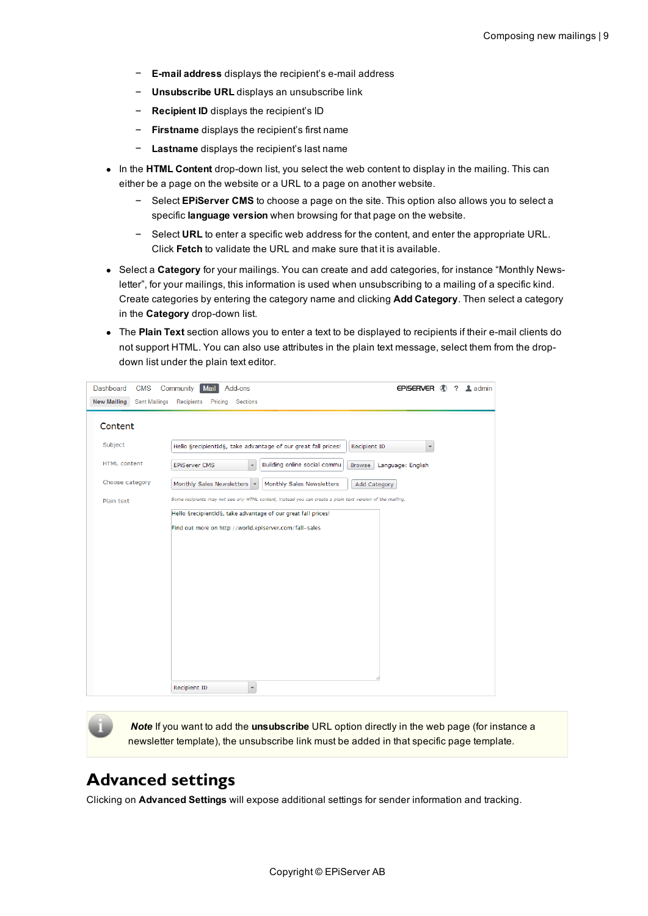- **E-mail address** displays the recipient's e-mail address
  - **Unsubscribe URL** displays an unsubscribe link
  - **Recipient ID** displays the recipient's ID
  - **Firstname** displays the recipient's first name
  - **Lastname** displays the recipient's last name

- In the **HTML Content** drop-down list, you select the web content to display in the mailing. This can either be a page on the website or a URL to a page on another website.
  - Select **EPiServer CMS** to choose a page on the site. This option also allows you to select a specific **language version** when browsing for that page on the website.
  - Select **URL** to enter a specific web address for the content, and enter the appropriate URL. Click **Fetch** to validate the URL and make sure that it is available.
- Select a **Category** for your mailings. You can create and add categories, for instance "Monthly Newsletter", for your mailings, this information is used when unsubscribing to a mailing of a specific kind. Create categories by entering the category name and clicking **Add Category**. Then select a category in the **Category** drop-down list.
- The **Plain Text** section allows you to enter a text to be displayed to recipients if their e-mail clients do not support HTML. You can also use attributes in the plain text message, select them from the drop-down list under the plain text editor.

> ***Note*** If you want to add the **unsubscribe** URL option directly in the web page (for instance a newsletter template), the unsubscribe link must be added in that specific page template.

# Advanced settings

Clicking on **Advanced Settings** will expose additional settings for sender information and tracking.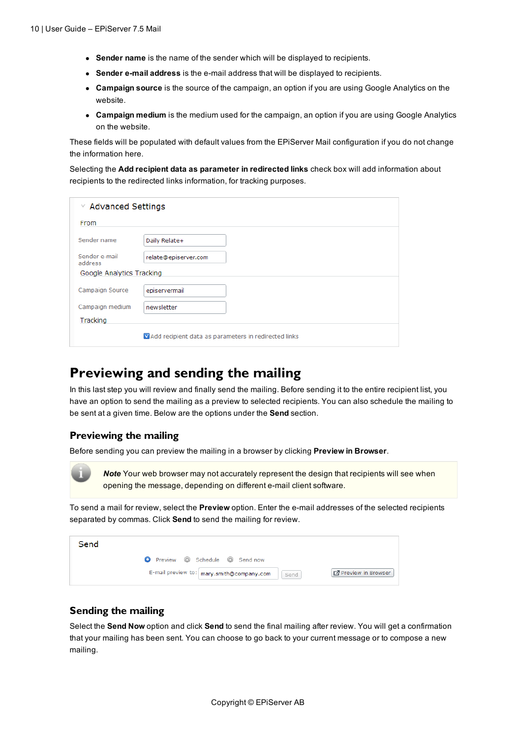- **Sender name** is the name of the sender which will be displayed to recipients.
- **Sender e-mail address** is the e-mail address that will be displayed to recipients.
- **Campaign source** is the source of the campaign, an option if you are using Google Analytics on the website.
- **Campaign medium** is the medium used for the campaign, an option if you are using Google Analytics on the website.

These fields will be populated with default values from the EPiServer Mail configuration if you do not change the information here.

Selecting the **Add recipient data as parameter in redirected links** check box will add information about recipients to the redirected links information, for tracking purposes.

Advanced Settings

From

Sender name: Daily Relate+

Sender e-mail address: relate@episerver.com

Google Analytics Tracking

Campaign Source: episervermail

Campaign medium: newsletter

Tracking

☑ Add recipient data as parameters in redirected links

## Previewing and sending the mailing

In this last step you will review and finally send the mailing. Before sending it to the entire recipient list, you have an option to send the mailing as a preview to selected recipients. You can also schedule the mailing to be sent at a given time. Below are the options under the **Send** section.

### Previewing the mailing

Before sending you can preview the mailing in a browser by clicking **Preview in Browser**.

> ***Note*** Your web browser may not accurately represent the design that recipients will see when opening the message, depending on different e-mail client software.

To send a mail for review, select the **Preview** option. Enter the e-mail addresses of the selected recipients separated by commas. Click **Send** to send the mailing for review.

Send

◉ Preview ○ Schedule ○ Send now

E-mail preview to: mary.smith@company.com [Send] [Preview in Browser]

### Sending the mailing

Select the **Send Now** option and click **Send** to send the final mailing after review. You will get a confirmation that your mailing has been sent. You can choose to go back to your current message or to compose a new mailing.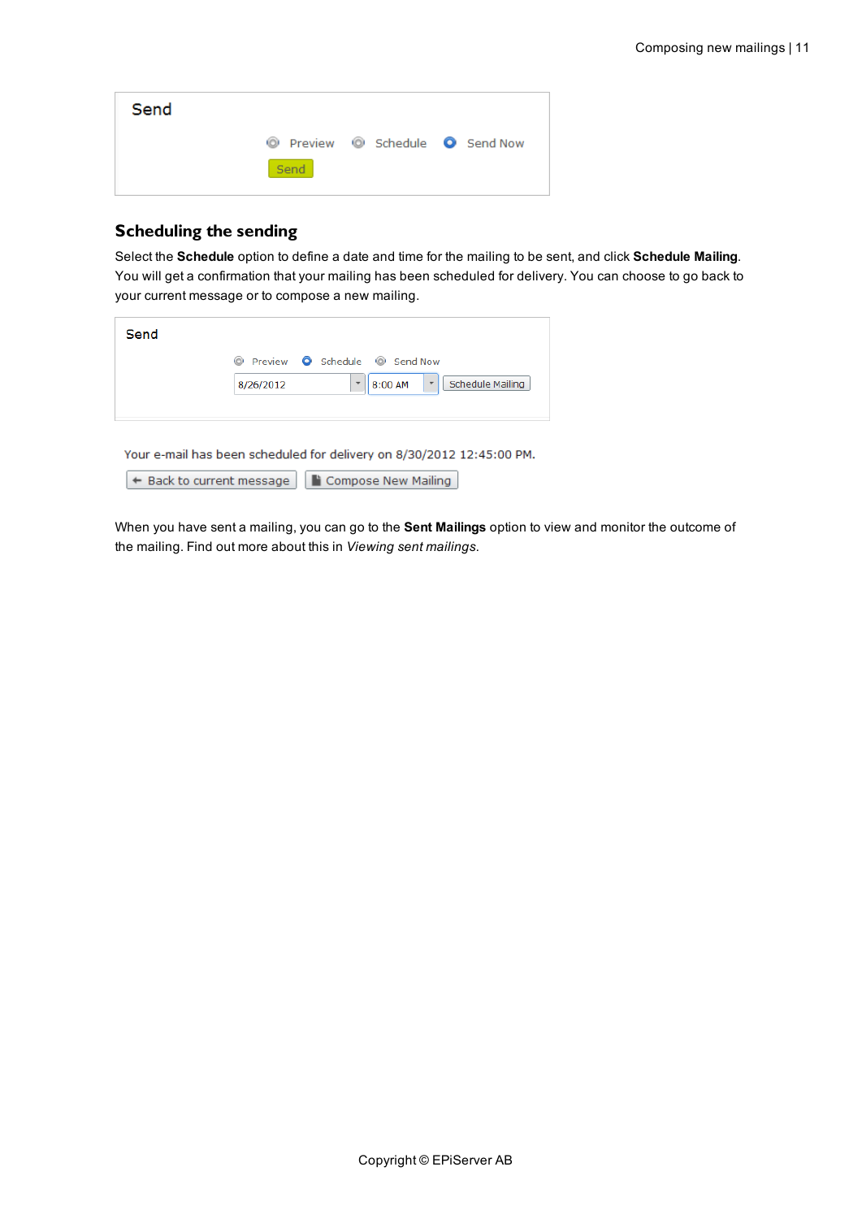Send

Preview Schedule Send Now

Send

## Scheduling the sending

Select the **Schedule** option to define a date and time for the mailing to be sent, and click **Schedule Mailing**. You will get a confirmation that your mailing has been scheduled for delivery. You can choose to go back to your current message or to compose a new mailing.

Send

Preview Schedule Send Now

8/26/2012 8:00 AM Schedule Mailing

Your e-mail has been scheduled for delivery on 8/30/2012 12:45:00 PM.

Back to current message Compose New Mailing

When you have sent a mailing, you can go to the **Sent Mailings** option to view and monitor the outcome of the mailing. Find out more about this in *Viewing sent mailings*.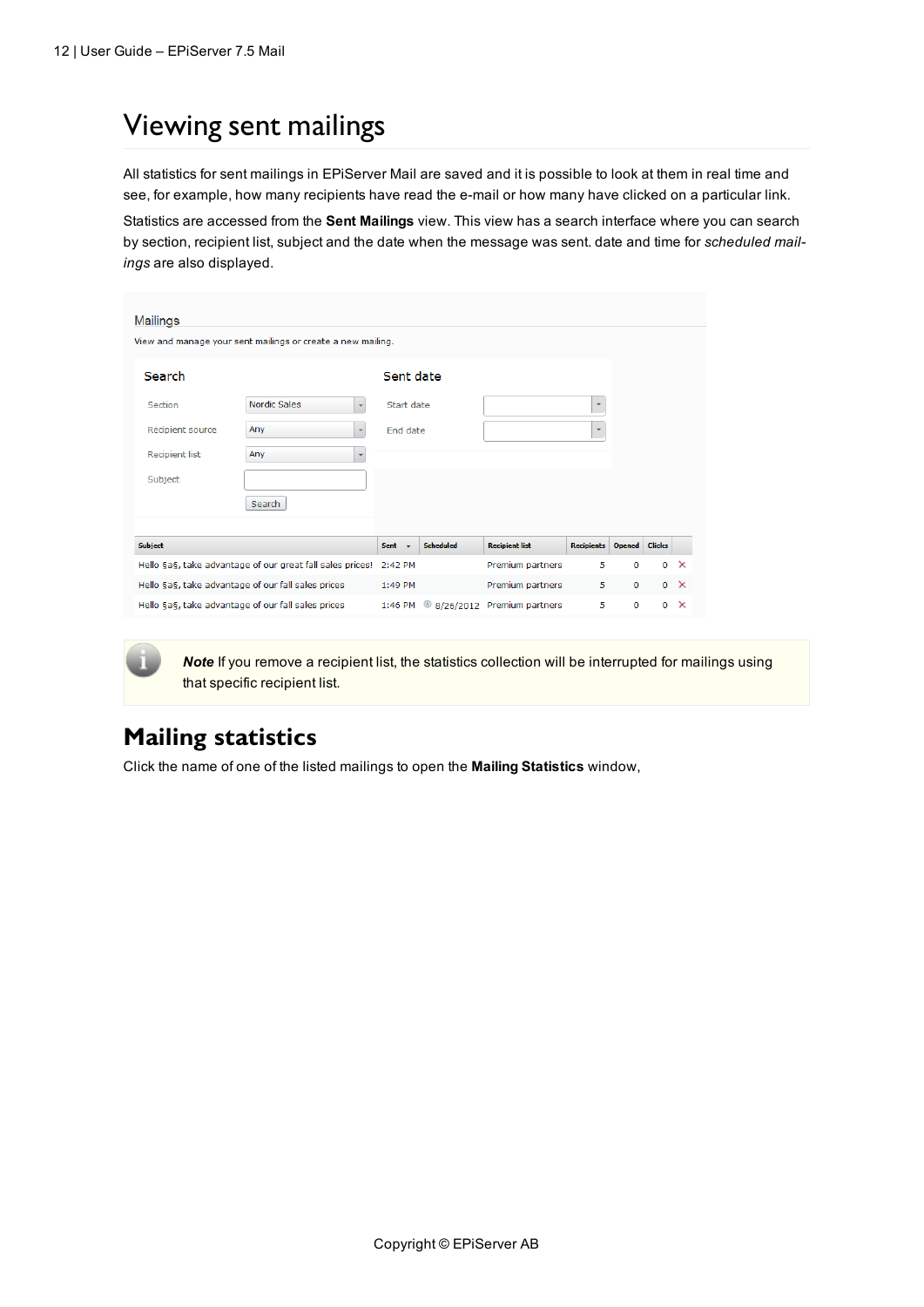# Viewing sent mailings

All statistics for sent mailings in EPiServer Mail are saved and it is possible to look at them in real time and see, for example, how many recipients have read the e-mail or how many have clicked on a particular link.

Statistics are accessed from the **Sent Mailings** view. This view has a search interface where you can search by section, recipient list, subject and the date when the message was sent. date and time for *scheduled mailings* are also displayed.

Mailings

View and manage your sent mailings or create a new mailing.

**Search**

Section: Nordic Sales
Recipient source: Any
Recipient list: Any
Subject:
Search

**Sent date**

Start date:
End date:

| Subject | Sent | Scheduled | Recipient list | Recipients | Opened | Clicks | |
|---|---|---|---|---|---|---|---|
| Hello §a§, take advantage of our great fall sales prices! | 2:42 PM | | Premium partners | 5 | 0 | 0 | ✕ |
| Hello §a§, take advantage of our fall sales prices | 1:49 PM | | Premium partners | 5 | 0 | 0 | ✕ |
| Hello §a§, take advantage of our fall sales prices | 1:46 PM | 8/26/2012 | Premium partners | 5 | 0 | 0 | ✕ |

***Note*** If you remove a recipient list, the statistics collection will be interrupted for mailings using that specific recipient list.

## Mailing statistics

Click the name of one of the listed mailings to open the **Mailing Statistics** window,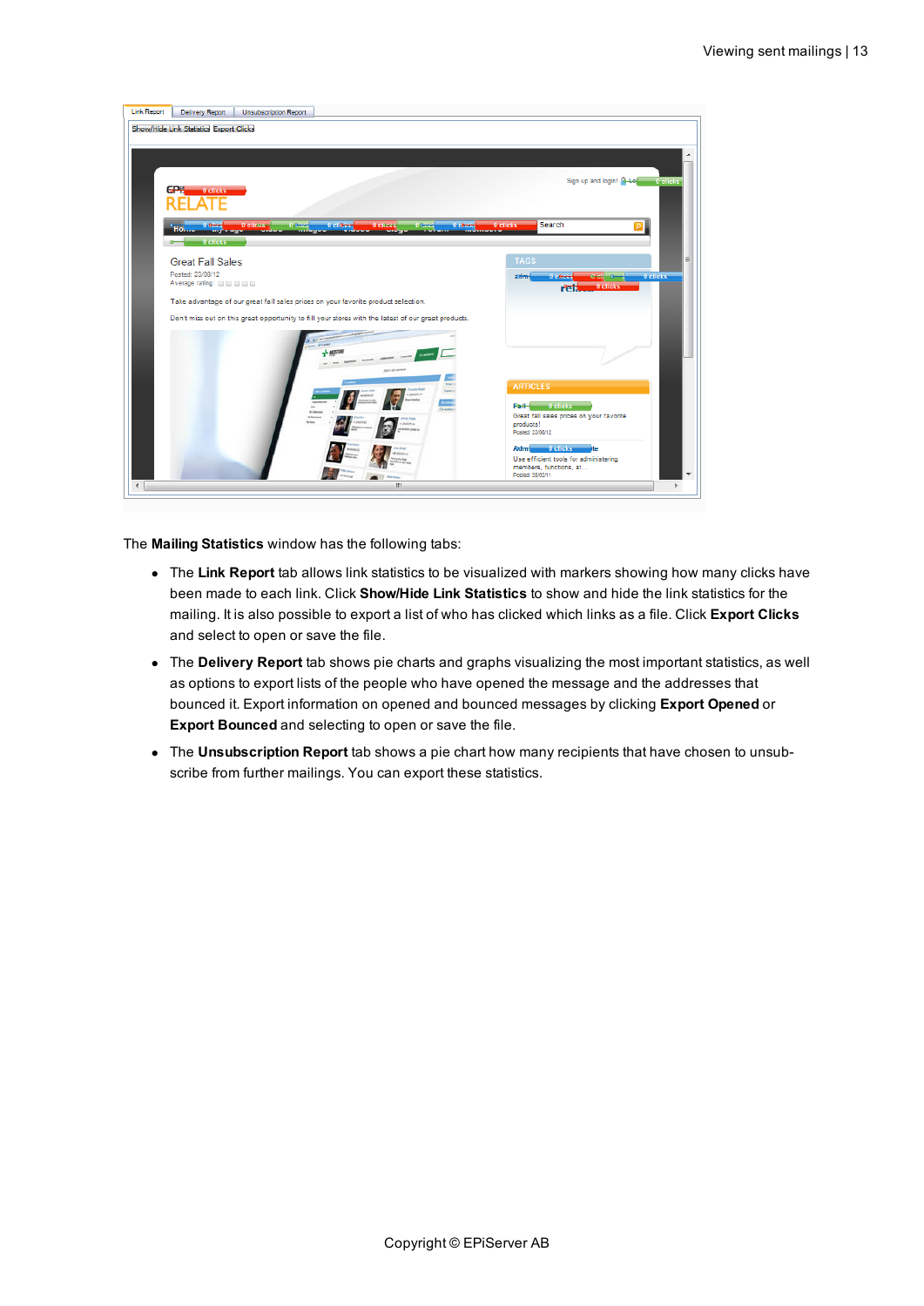The **Mailing Statistics** window has the following tabs:

- The **Link Report** tab allows link statistics to be visualized with markers showing how many clicks have been made to each link. Click **Show/Hide Link Statistics** to show and hide the link statistics for the mailing. It is also possible to export a list of who has clicked which links as a file. Click **Export Clicks** and select to open or save the file.
- The **Delivery Report** tab shows pie charts and graphs visualizing the most important statistics, as well as options to export lists of the people who have opened the message and the addresses that bounced it. Export information on opened and bounced messages by clicking **Export Opened** or **Export Bounced** and selecting to open or save the file.
- The **Unsubscription Report** tab shows a pie chart how many recipients that have chosen to unsubscribe from further mailings. You can export these statistics.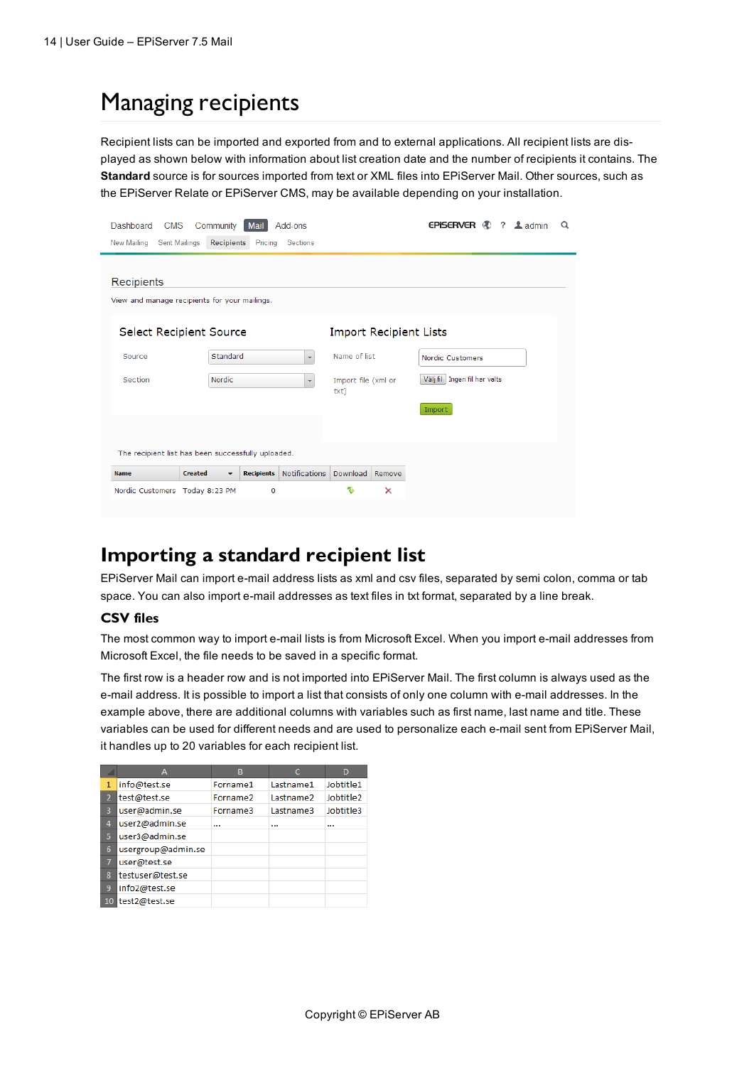# Managing recipients

Recipient lists can be imported and exported from and to external applications. All recipient lists are displayed as shown below with information about list creation date and the number of recipients it contains. The **Standard** source is for sources imported from text or XML files into EPiServer Mail. Other sources, such as the EPiServer Relate or EPiServer CMS, may be available depending on your installation.

Dashboard CMS Community Mail Add-ons

New Mailing Sent Mailings Recipients Pricing Sections

Recipients

View and manage recipients for your mailings.

Select Recipient Source

Source: Standard

Section: Nordic

Import Recipient Lists

Name of list: Nordic Customers

Import file (xml or txt): Välj fil Ingen fil har valts

Import

The recipient list has been successfully uploaded.

| Name | Created | Recipients | Notifications | Download | Remove |
|---|---|---|---|---|---|
| Nordic Customers | Today 8:23 PM | 0 | | | |

# Importing a standard recipient list

EPiServer Mail can import e-mail address lists as xml and csv files, separated by semi colon, comma or tab space. You can also import e-mail addresses as text files in txt format, separated by a line break.

## CSV files

The most common way to import e-mail lists is from Microsoft Excel. When you import e-mail addresses from Microsoft Excel, the file needs to be saved in a specific format.

The first row is a header row and is not imported into EPiServer Mail. The first column is always used as the e-mail address. It is possible to import a list that consists of only one column with e-mail addresses. In the example above, there are additional columns with variables such as first name, last name and title. These variables can be used for different needs and are used to personalize each e-mail sent from EPiServer Mail, it handles up to 20 variables for each recipient list.

| | A | B | C | D |
|---|---|---|---|---|
| 1 | info@test.se | Forname1 | Lastname1 | Jobtitle1 |
| 2 | test@test.se | Forname2 | Lastname2 | Jobtitle2 |
| 3 | user@admin.se | Forname3 | Lastname3 | Jobtitle3 |
| 4 | user2@admin.se | ... | ... | ... |
| 5 | user3@admin.se | | | |
| 6 | usergroup@admin.se | | | |
| 7 | user@test.se | | | |
| 8 | testuser@test.se | | | |
| 9 | info2@test.se | | | |
| 10 | test2@test.se | | | |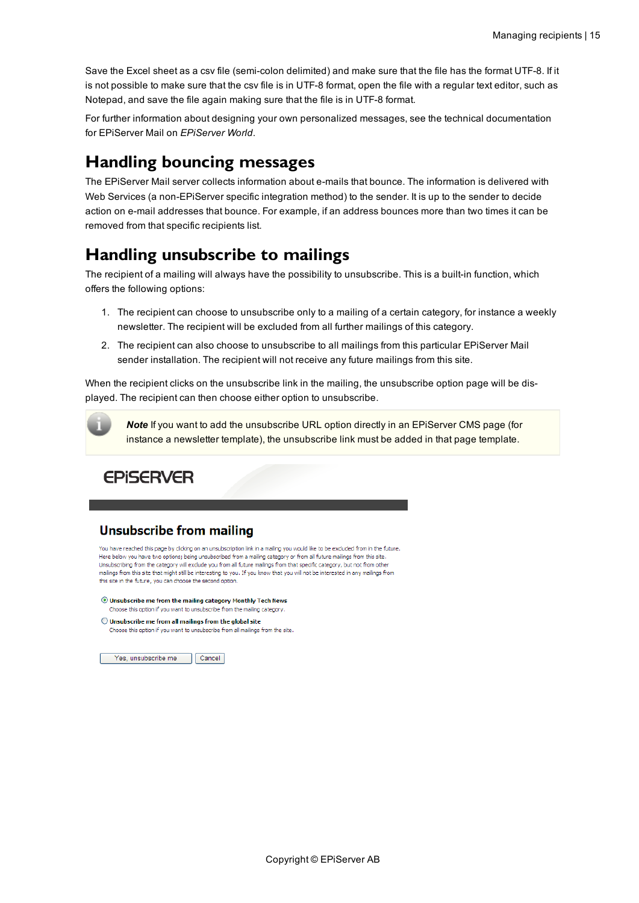Save the Excel sheet as a csv file (semi-colon delimited) and make sure that the file has the format UTF-8. If it is not possible to make sure that the csv file is in UTF-8 format, open the file with a regular text editor, such as Notepad, and save the file again making sure that the file is in UTF-8 format.

For further information about designing your own personalized messages, see the technical documentation for EPiServer Mail on *EPiServer World*.

# Handling bouncing messages

The EPiServer Mail server collects information about e-mails that bounce. The information is delivered with Web Services (a non-EPiServer specific integration method) to the sender. It is up to the sender to decide action on e-mail addresses that bounce. For example, if an address bounces more than two times it can be removed from that specific recipients list.

# Handling unsubscribe to mailings

The recipient of a mailing will always have the possibility to unsubscribe. This is a built-in function, which offers the following options:

1. The recipient can choose to unsubscribe only to a mailing of a certain category, for instance a weekly newsletter. The recipient will be excluded from all further mailings of this category.
2. The recipient can also choose to unsubscribe to all mailings from this particular EPiServer Mail sender installation. The recipient will not receive any future mailings from this site.

When the recipient clicks on the unsubscribe link in the mailing, the unsubscribe option page will be displayed. The recipient can then choose either option to unsubscribe.

> ***Note*** If you want to add the unsubscribe URL option directly in an EPiServer CMS page (for instance a newsletter template), the unsubscribe link must be added in that page template.

EPiSERVER

## Unsubscribe from mailing

You have reached this page by clicking on an unsubscription link in a mailing you would like to be excluded from in the future. Here below you have two options; being unsubscribed from a mailing category or from all future mailings from this site. Unsubscribing from the category will exclude you from all future mailings from that specific category, but not from other mailings from this site that might still be interesting to you. If you know that you will not be interested in any mailings from this site in the future, you can choose the second option.

- (•) **Unsubscribe me from the mailing category Monthly Tech News**
  Choose this option if you want to unsubscribe from the mailing category.
- ( ) **Unsubscribe me from all mailings from the global site**
  Choose this option if you want to unsubscribe from all mailings from the site.

[Yes, unsubscribe me] [Cancel]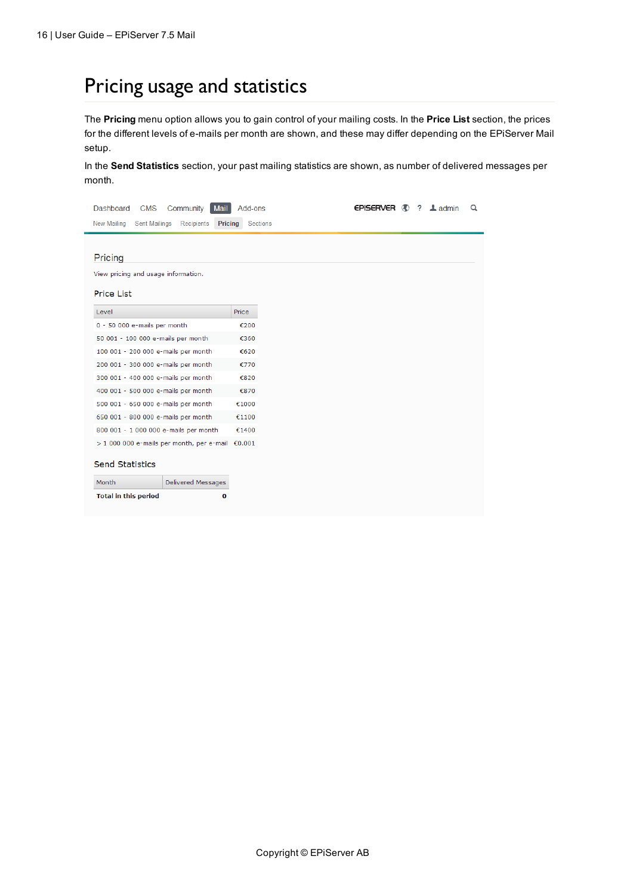# Pricing usage and statistics

The **Pricing** menu option allows you to gain control of your mailing costs. In the **Price List** section, the prices for the different levels of e-mails per month are shown, and these may differ depending on the EPiServer Mail setup.

In the **Send Statistics** section, your past mailing statistics are shown, as number of delivered messages per month.

Dashboard CMS Community Mail Add-ons

New Mailing Sent Mailings Recipients **Pricing** Sections

## Pricing

View pricing and usage information.

### Price List

| Level | Price |
| --- | --- |
| 0 - 50 000 e-mails per month | €200 |
| 50 001 - 100 000 e-mails per month | €360 |
| 100 001 - 200 000 e-mails per month | €620 |
| 200 001 - 300 000 e-mails per month | €770 |
| 300 001 - 400 000 e-mails per month | €820 |
| 400 001 - 500 000 e-mails per month | €870 |
| 500 001 - 650 000 e-mails per month | €1000 |
| 650 001 - 800 000 e-mails per month | €1100 |
| 800 001 - 1 000 000 e-mails per month | €1400 |
| > 1 000 000 e-mails per month, per e-mail | €0.001 |

### Send Statistics

| Month | Delivered Messages |
| --- | --- |
| **Total in this period** | **0** |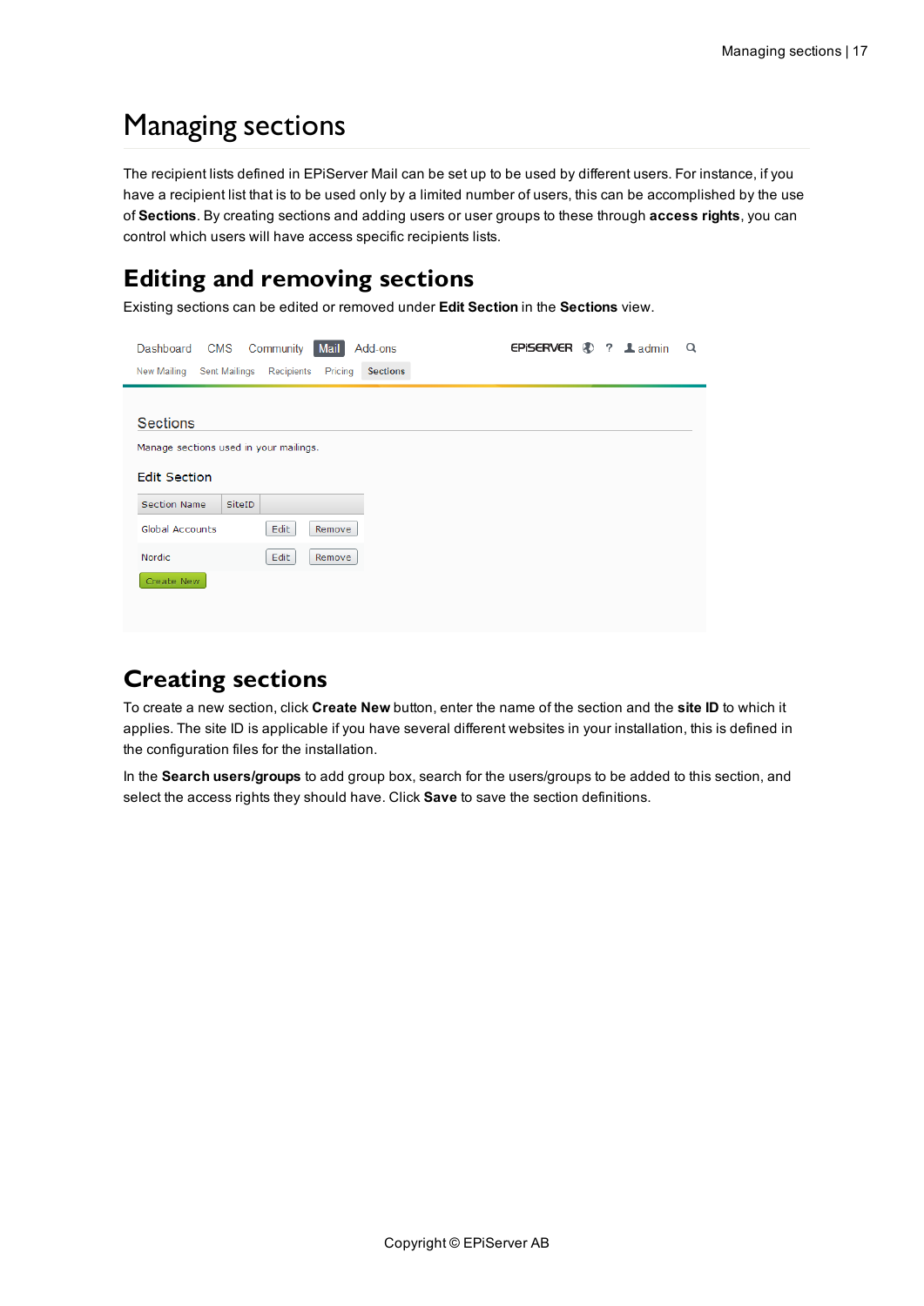# Managing sections

The recipient lists defined in EPiServer Mail can be set up to be used by different users. For instance, if you have a recipient list that is to be used only by a limited number of users, this can be accomplished by the use of **Sections**. By creating sections and adding users or user groups to these through **access rights**, you can control which users will have access specific recipients lists.

## Editing and removing sections

Existing sections can be edited or removed under **Edit Section** in the **Sections** view.

## Creating sections

To create a new section, click **Create New** button, enter the name of the section and the **site ID** to which it applies. The site ID is applicable if you have several different websites in your installation, this is defined in the configuration files for the installation.

In the **Search users/groups** to add group box, search for the users/groups to be added to this section, and select the access rights they should have. Click **Save** to save the section definitions.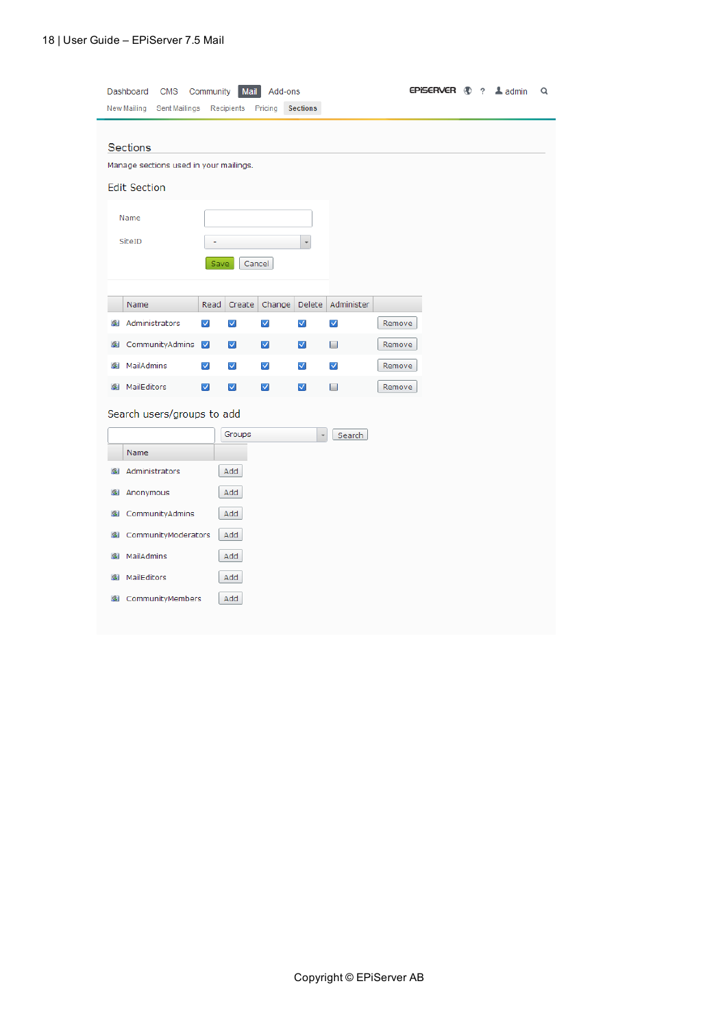Dashboard CMS Community Mail Add-ons

EPiSERVER ? admin

New Mailing Sent Mailings Recipients Pricing **Sections**

## Sections

Manage sections used in your mailings.

### Edit Section

Name

SiteID -

Save Cancel

| | Name | Read | Create | Change | Delete | Administer | |
|---|---|---|---|---|---|---|---|
| | Administrators | ☑ | ☑ | ☑ | ☑ | ☑ | Remove |
| | CommunityAdmins | ☑ | ☑ | ☑ | ☑ | ☐ | Remove |
| | MailAdmins | ☑ | ☑ | ☑ | ☑ | ☑ | Remove |
| | MailEditors | ☑ | ☑ | ☑ | ☑ | ☐ | Remove |

### Search users/groups to add

Groups Search

| | Name | |
|---|---|---|
| | Administrators | Add |
| | Anonymous | Add |
| | CommunityAdmins | Add |
| | CommunityModerators | Add |
| | MailAdmins | Add |
| | MailEditors | Add |
| | CommunityMembers | Add |